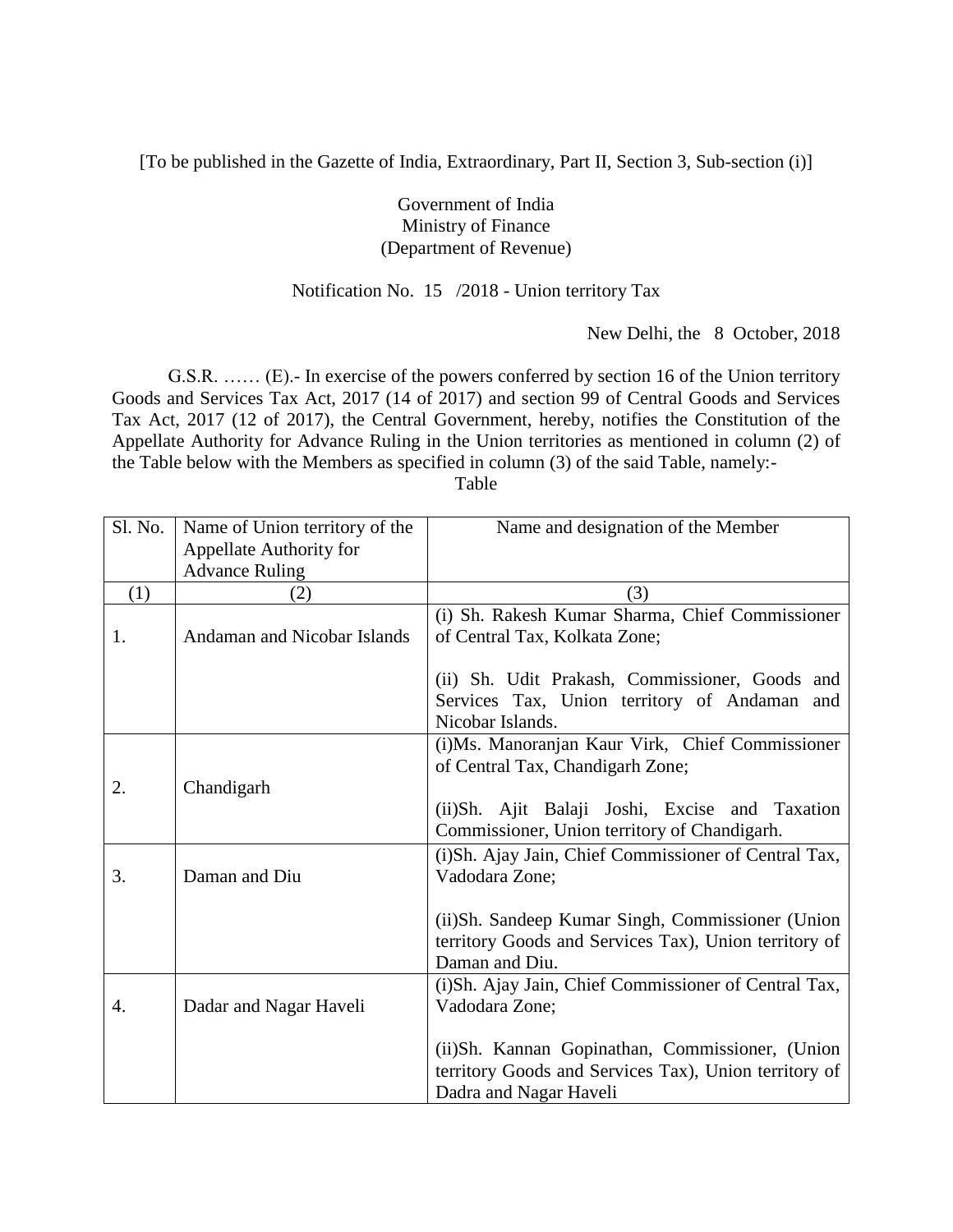[To be published in the Gazette of India, Extraordinary, Part II, Section 3, Sub-section (i)]

Government of India
Ministry of Finance
(Department of Revenue)

Notification No. 15 /2018 - Union territory Tax

New Delhi, the 8 October, 2018

G.S.R. …… (E).- In exercise of the powers conferred by section 16 of the Union territory Goods and Services Tax Act, 2017 (14 of 2017) and section 99 of Central Goods and Services Tax Act, 2017 (12 of 2017), the Central Government, hereby, notifies the Constitution of the Appellate Authority for Advance Ruling in the Union territories as mentioned in column (2) of the Table below with the Members as specified in column (3) of the said Table, namely:-

Table

| Sl. No. | Name of Union territory of the Appellate Authority for Advance Ruling | Name and designation of the Member |
|---|---|---|
| (1) | (2) | (3) |
| 1. | Andaman and Nicobar Islands | (i) Sh. Rakesh Kumar Sharma, Chief Commissioner of Central Tax, Kolkata Zone;<br><br>(ii) Sh. Udit Prakash, Commissioner, Goods and Services Tax, Union territory of Andaman and Nicobar Islands. |
| 2. | Chandigarh | (i)Ms. Manoranjan Kaur Virk, Chief Commissioner of Central Tax, Chandigarh Zone;<br><br>(ii)Sh. Ajit Balaji Joshi, Excise and Taxation Commissioner, Union territory of Chandigarh. |
| 3. | Daman and Diu | (i)Sh. Ajay Jain, Chief Commissioner of Central Tax, Vadodara Zone;<br><br>(ii)Sh. Sandeep Kumar Singh, Commissioner (Union territory Goods and Services Tax), Union territory of Daman and Diu. |
| 4. | Dadar and Nagar Haveli | (i)Sh. Ajay Jain, Chief Commissioner of Central Tax, Vadodara Zone;<br><br>(ii)Sh. Kannan Gopinathan, Commissioner, (Union territory Goods and Services Tax), Union territory of Dadra and Nagar Haveli |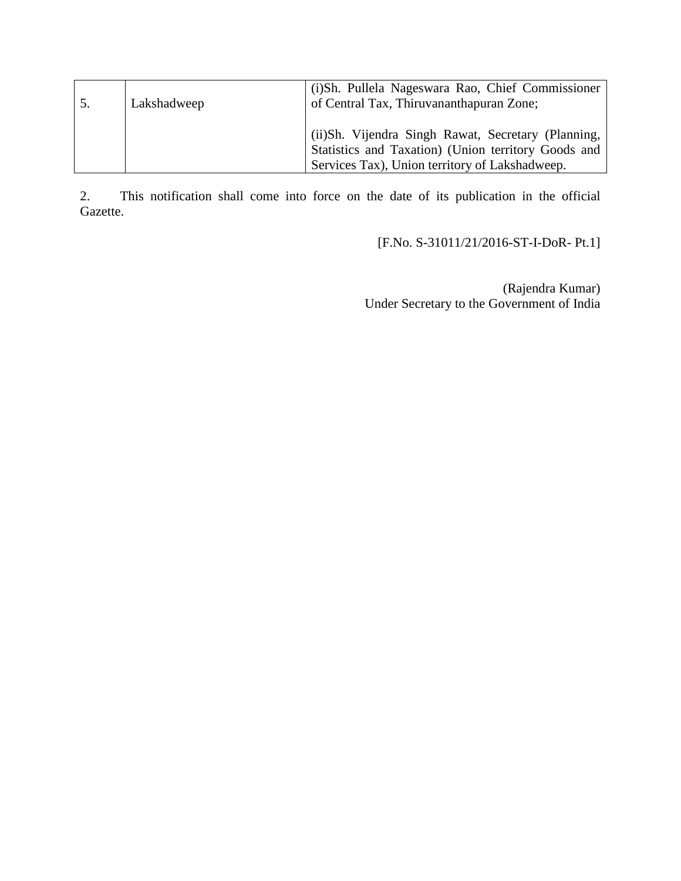| | | |
|---|---|---|
| 5. | Lakshadweep | (i)Sh. Pullela Nageswara Rao, Chief Commissioner of Central Tax, Thiruvananthapuran Zone;<br><br>(ii)Sh. Vijendra Singh Rawat, Secretary (Planning, Statistics and Taxation) (Union territory Goods and Services Tax), Union territory of Lakshadweep. |

2. This notification shall come into force on the date of its publication in the official Gazette.

[F.No. S-31011/21/2016-ST-I-DoR- Pt.1]

(Rajendra Kumar)
Under Secretary to the Government of India